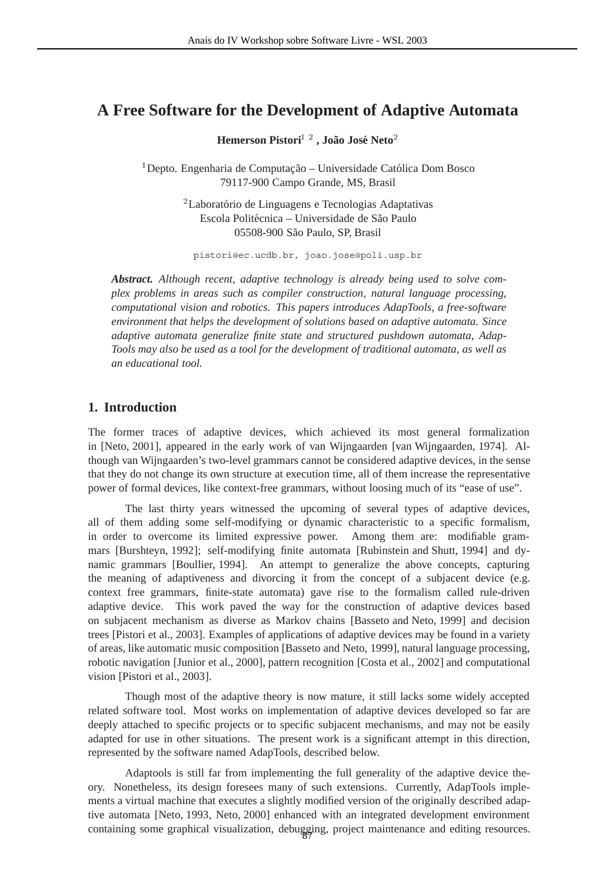# A Free Software for the Development of Adaptive Automata

**Hemerson Pistori**[1 2] **, João José Neto**[2]

[1]Depto. Engenharia de Computação – Universidade Católica Dom Bosco
79117-900 Campo Grande, MS, Brasil

[2]Laboratório de Linguagens e Tecnologias Adaptativas
Escola Politécnica – Universidade de São Paulo
05508-900 São Paulo, SP, Brasil

pistori@ec.ucdb.br, joao.jose@poli.usp.br

***Abstract.*** *Although recent, adaptive technology is already being used to solve complex problems in areas such as compiler construction, natural language processing, computational vision and robotics. This papers introduces AdapTools, a free-software environment that helps the development of solutions based on adaptive automata. Since adaptive automata generalize finite state and structured pushdown automata, AdapTools may also be used as a tool for the development of traditional automata, as well as an educational tool.*

## 1. Introduction

The former traces of adaptive devices, which achieved its most general formalization in [Neto, 2001], appeared in the early work of van Wijngaarden [van Wijngaarden, 1974]. Although van Wijngaarden's two-level grammars cannot be considered adaptive devices, in the sense that they do not change its own structure at execution time, all of them increase the representative power of formal devices, like context-free grammars, without loosing much of its "ease of use".

The last thirty years witnessed the upcoming of several types of adaptive devices, all of them adding some self-modifying or dynamic characteristic to a specific formalism, in order to overcome its limited expressive power. Among them are: modifiable grammars [Burshteyn, 1992]; self-modifying finite automata [Rubinstein and Shutt, 1994] and dynamic grammars [Boullier, 1994]. An attempt to generalize the above concepts, capturing the meaning of adaptiveness and divorcing it from the concept of a subjacent device (e.g. context free grammars, finite-state automata) gave rise to the formalism called rule-driven adaptive device. This work paved the way for the construction of adaptive devices based on subjacent mechanism as diverse as Markov chains [Basseto and Neto, 1999] and decision trees [Pistori et al., 2003]. Examples of applications of adaptive devices may be found in a variety of areas, like automatic music composition [Basseto and Neto, 1999], natural language processing, robotic navigation [Junior et al., 2000], pattern recognition [Costa et al., 2002] and computational vision [Pistori et al., 2003].

Though most of the adaptive theory is now mature, it still lacks some widely accepted related software tool. Most works on implementation of adaptive devices developed so far are deeply attached to specific projects or to specific subjacent mechanisms, and may not be easily adapted for use in other situations. The present work is a significant attempt in this direction, represented by the software named AdapTools, described below.

Adaptools is still far from implementing the full generality of the adaptive device theory. Nonetheless, its design foresees many of such extensions. Currently, AdapTools implements a virtual machine that executes a slightly modified version of the originally described adaptive automata [Neto, 1993, Neto, 2000] enhanced with an integrated development environment containing some graphical visualization, debugging, project maintenance and editing resources.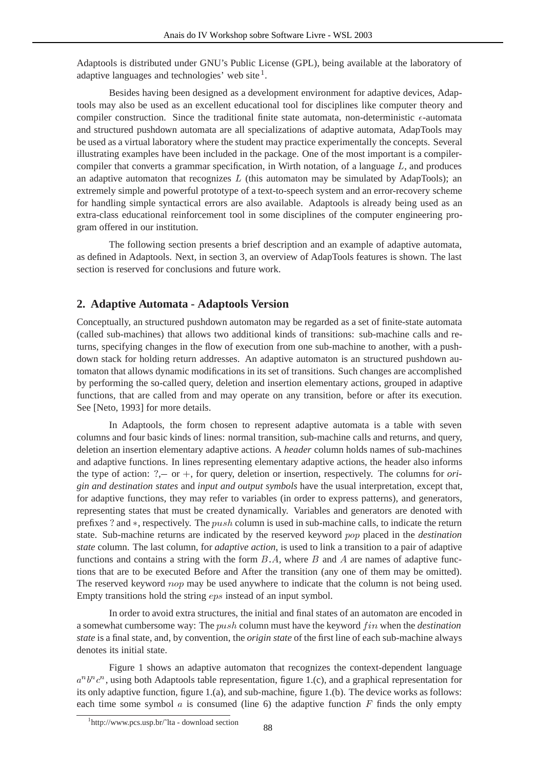Adaptools is distributed under GNU's Public License (GPL), being available at the laboratory of adaptive languages and technologies' web site[1].

Besides having been designed as a development environment for adaptive devices, Adaptools may also be used as an excellent educational tool for disciplines like computer theory and compiler construction. Since the traditional finite state automata, non-deterministic $\epsilon$-automata and structured pushdown automata are all specializations of adaptive automata, AdapTools may be used as a virtual laboratory where the student may practice experimentally the concepts. Several illustrating examples have been included in the package. One of the most important is a compiler-compiler that converts a grammar specification, in Wirth notation, of a language $L$, and produces an adaptive automaton that recognizes $L$ (this automaton may be simulated by AdapTools); an extremely simple and powerful prototype of a text-to-speech system and an error-recovery scheme for handling simple syntactical errors are also available. Adaptools is already being used as an extra-class educational reinforcement tool in some disciplines of the computer engineering program offered in our institution.

The following section presents a brief description and an example of adaptive automata, as defined in Adaptools. Next, in section 3, an overview of AdapTools features is shown. The last section is reserved for conclusions and future work.

## 2. Adaptive Automata - Adaptools Version

Conceptually, an structured pushdown automaton may be regarded as a set of finite-state automata (called sub-machines) that allows two additional kinds of transitions: sub-machine calls and returns, specifying changes in the flow of execution from one sub-machine to another, with a pushdown stack for holding return addresses. An adaptive automaton is an structured pushdown automaton that allows dynamic modifications in its set of transitions. Such changes are accomplished by performing the so-called query, deletion and insertion elementary actions, grouped in adaptive functions, that are called from and may operate on any transition, before or after its execution. See [Neto, 1993] for more details.

In Adaptools, the form chosen to represent adaptive automata is a table with seven columns and four basic kinds of lines: normal transition, sub-machine calls and returns, and query, deletion an insertion elementary adaptive actions. A *header* column holds names of sub-machines and adaptive functions. In lines representing elementary adaptive actions, the header also informs the type of action: $?$,$-$ or $+$, for query, deletion or insertion, respectively. The columns for *origin and destination states* and *input and output symbols* have the usual interpretation, except that, for adaptive functions, they may refer to variables (in order to express patterns), and generators, representing states that must be created dynamically. Variables and generators are denoted with prefixes $?$ and $*$, respectively. The $push$ column is used in sub-machine calls, to indicate the return state. Sub-machine returns are indicated by the reserved keyword $pop$ placed in the *destination state* column. The last column, for *adaptive action*, is used to link a transition to a pair of adaptive functions and contains a string with the form $B.A$, where $B$ and $A$ are names of adaptive functions that are to be executed Before and After the transition (any one of them may be omitted). The reserved keyword $nop$ may be used anywhere to indicate that the column is not being used. Empty transitions hold the string $eps$ instead of an input symbol.

In order to avoid extra structures, the initial and final states of an automaton are encoded in a somewhat cumbersome way: The $push$ column must have the keyword $fin$ when the *destination state* is a final state, and, by convention, the *origin state* of the first line of each sub-machine always denotes its initial state.

Figure 1 shows an adaptive automaton that recognizes the context-dependent language $a^n b^n c^n$, using both Adaptools table representation, figure 1.(c), and a graphical representation for its only adaptive function, figure 1.(a), and sub-machine, figure 1.(b). The device works as follows: each time some symbol $a$ is consumed (line 6) the adaptive function $F$ finds the only empty

[1] http://www.pcs.usp.br/~lta - download section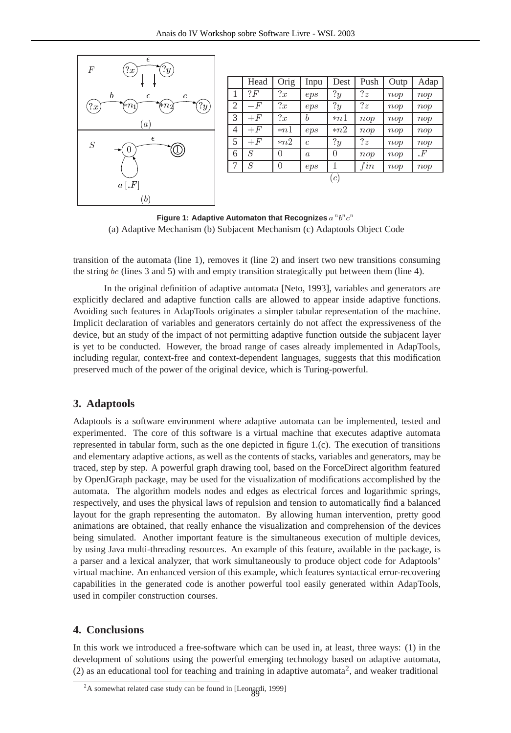| | Head | Orig | Inpu | Dest | Push | Outp | Adap |
|---|---|---|---|---|---|---|---|
| 1 | $?F$ | $?x$ | $eps$ | $?y$ | $?z$ | $nop$ | $nop$ |
| 2 | $-F$ | $?x$ | $eps$ | $?y$ | $?z$ | $nop$ | $nop$ |
| 3 | $+F$ | $?x$ | $b$ | $*n1$ | $nop$ | $nop$ | $nop$ |
| 4 | $+F$ | $*n1$ | $eps$ | $*n2$ | $nop$ | $nop$ | $nop$ |
| 5 | $+F$ | $*n2$ | $c$ | $?y$ | $?z$ | $nop$ | $nop$ |
| 6 | $S$ | 0 | $a$ | 0 | $nop$ | $nop$ | $.F$ |
| 7 | $S$ | 0 | $eps$ | 1 | $fin$ | $nop$ | $nop$ |

$(c)$

**Figure 1: Adaptive Automaton that Recognizes $a^nb^nc^n$**
(a) Adaptive Mechanism (b) Subjacent Mechanism (c) Adaptools Object Code

transition of the automata (line 1), removes it (line 2) and insert two new transitions consuming the string $bc$ (lines 3 and 5) with and empty transition strategically put between them (line 4).

In the original definition of adaptive automata [Neto, 1993], variables and generators are explicitly declared and adaptive function calls are allowed to appear inside adaptive functions. Avoiding such features in AdapTools originates a simpler tabular representation of the machine. Implicit declaration of variables and generators certainly do not affect the expressiveness of the device, but an study of the impact of not permitting adaptive function outside the subjacent layer is yet to be conducted. However, the broad range of cases already implemented in AdapTools, including regular, context-free and context-dependent languages, suggests that this modification preserved much of the power of the original device, which is Turing-powerful.

## 3. Adaptools

Adaptools is a software environment where adaptive automata can be implemented, tested and experimented. The core of this software is a virtual machine that executes adaptive automata represented in tabular form, such as the one depicted in figure 1.(c). The execution of transitions and elementary adaptive actions, as well as the contents of stacks, variables and generators, may be traced, step by step. A powerful graph drawing tool, based on the ForceDirect algorithm featured by OpenJGraph package, may be used for the visualization of modifications accomplished by the automata. The algorithm models nodes and edges as electrical forces and logarithmic springs, respectively, and uses the physical laws of repulsion and tension to automatically find a balanced layout for the graph representing the automaton. By allowing human intervention, pretty good animations are obtained, that really enhance the visualization and comprehension of the devices being simulated. Another important feature is the simultaneous execution of multiple devices, by using Java multi-threading resources. An example of this feature, available in the package, is a parser and a lexical analyzer, that work simultaneously to produce object code for Adaptools' virtual machine. An enhanced version of this example, which features syntactical error-recovering capabilities in the generated code is another powerful tool easily generated within AdapTools, used in compiler construction courses.

## 4. Conclusions

In this work we introduced a free-software which can be used in, at least, three ways: (1) in the development of solutions using the powerful emerging technology based on adaptive automata, (2) as an educational tool for teaching and training in adaptive automata[2], and weaker traditional

[2] A somewhat related case study can be found in [Leonardi, 1999]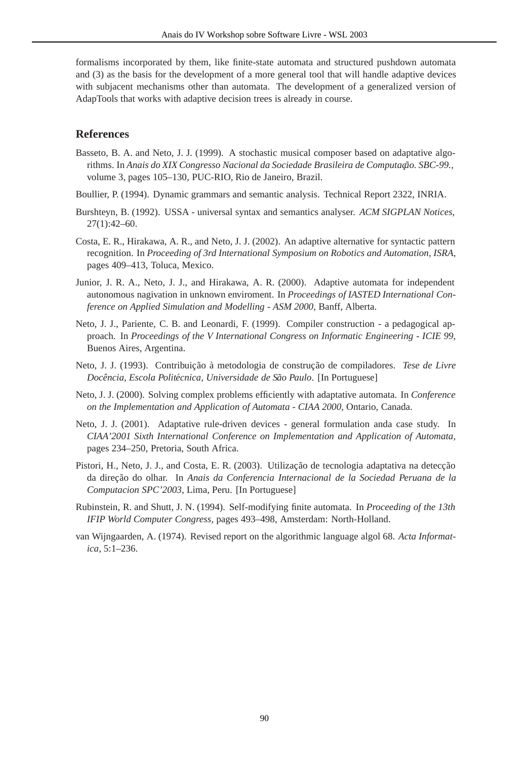formalisms incorporated by them, like finite-state automata and structured pushdown automata and (3) as the basis for the development of a more general tool that will handle adaptive devices with subjacent mechanisms other than automata. The development of a generalized version of AdapTools that works with adaptive decision trees is already in course.

## References

Basseto, B. A. and Neto, J. J. (1999). A stochastic musical composer based on adaptative algorithms. In *Anais do XIX Congresso Nacional da Sociedade Brasileira de Computação. SBC-99.*, volume 3, pages 105–130, PUC-RIO, Rio de Janeiro, Brazil.

Boullier, P. (1994). Dynamic grammars and semantic analysis. Technical Report 2322, INRIA.

Burshteyn, B. (1992). USSA - universal syntax and semantics analyser. *ACM SIGPLAN Notices*, 27(1):42–60.

Costa, E. R., Hirakawa, A. R., and Neto, J. J. (2002). An adaptive alternative for syntactic pattern recognition. In *Proceeding of 3rd International Symposium on Robotics and Automation, ISRA*, pages 409–413, Toluca, Mexico.

Junior, J. R. A., Neto, J. J., and Hirakawa, A. R. (2000). Adaptive automata for independent autonomous nagivation in unknown enviroment. In *Proceedings of IASTED International Conference on Applied Simulation and Modelling - ASM 2000*, Banff, Alberta.

Neto, J. J., Pariente, C. B. and Leonardi, F. (1999). Compiler construction - a pedagogical approach. In *Proceedings of the V International Congress on Informatic Engineering - ICIE 99*, Buenos Aires, Argentina.

Neto, J. J. (1993). Contribuição à metodologia de construção de compiladores. *Tese de Livre Docência, Escola Politécnica, Universidade de São Paulo*. [In Portuguese]

Neto, J. J. (2000). Solving complex problems efficiently with adaptative automata. In *Conference on the Implementation and Application of Automata - CIAA 2000*, Ontario, Canada.

Neto, J. J. (2001). Adaptative rule-driven devices - general formulation anda case study. In *CIAA'2001 Sixth International Conference on Implementation and Application of Automata*, pages 234–250, Pretoria, South Africa.

Pistori, H., Neto, J. J., and Costa, E. R. (2003). Utilização de tecnologia adaptativa na detecção da direção do olhar. In *Anais da Conferencia Internacional de la Sociedad Peruana de la Computacion SPC'2003*, Lima, Peru. [In Portuguese]

Rubinstein, R. and Shutt, J. N. (1994). Self-modifying finite automata. In *Proceeding of the 13th IFIP World Computer Congress*, pages 493–498, Amsterdam: North-Holland.

van Wijngaarden, A. (1974). Revised report on the algorithmic language algol 68. *Acta Informatica*, 5:1–236.